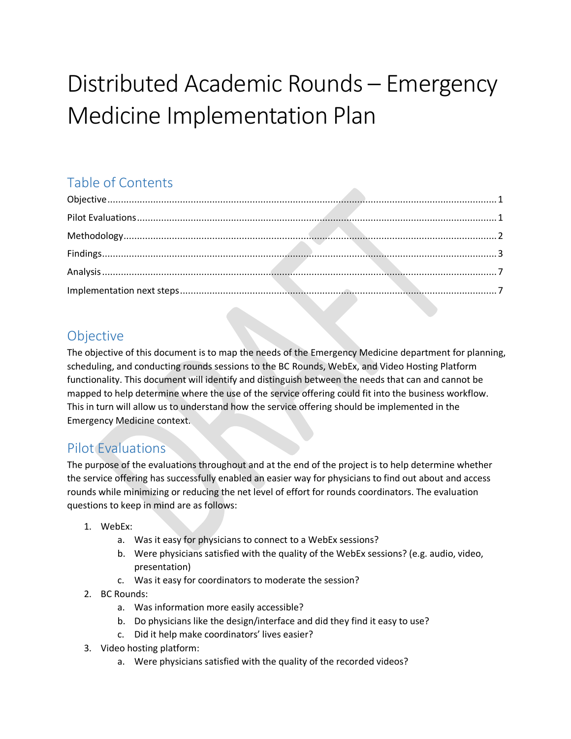# Distributed Academic Rounds – Emergency Medicine Implementation Plan

## Table of Contents

Objective ........................................................ 1

Pilot Evaluations ........................................................ 1

Methodology ........................................................ 2

Findings ........................................................ 3

Analysis ........................................................ 7

Implementation next steps ........................................................ 7

## Objective

The objective of this document is to map the needs of the Emergency Medicine department for planning, scheduling, and conducting rounds sessions to the BC Rounds, WebEx, and Video Hosting Platform functionality. This document will identify and distinguish between the needs that can and cannot be mapped to help determine where the use of the service offering could fit into the business workflow. This in turn will allow us to understand how the service offering should be implemented in the Emergency Medicine context.

## Pilot Evaluations

The purpose of the evaluations throughout and at the end of the project is to help determine whether the service offering has successfully enabled an easier way for physicians to find out about and access rounds while minimizing or reducing the net level of effort for rounds coordinators. The evaluation questions to keep in mind are as follows:

1. WebEx:
   a. Was it easy for physicians to connect to a WebEx sessions?
   b. Were physicians satisfied with the quality of the WebEx sessions? (e.g. audio, video, presentation)
   c. Was it easy for coordinators to moderate the session?
2. BC Rounds:
   a. Was information more easily accessible?
   b. Do physicians like the design/interface and did they find it easy to use?
   c. Did it help make coordinators' lives easier?
3. Video hosting platform:
   a. Were physicians satisfied with the quality of the recorded videos?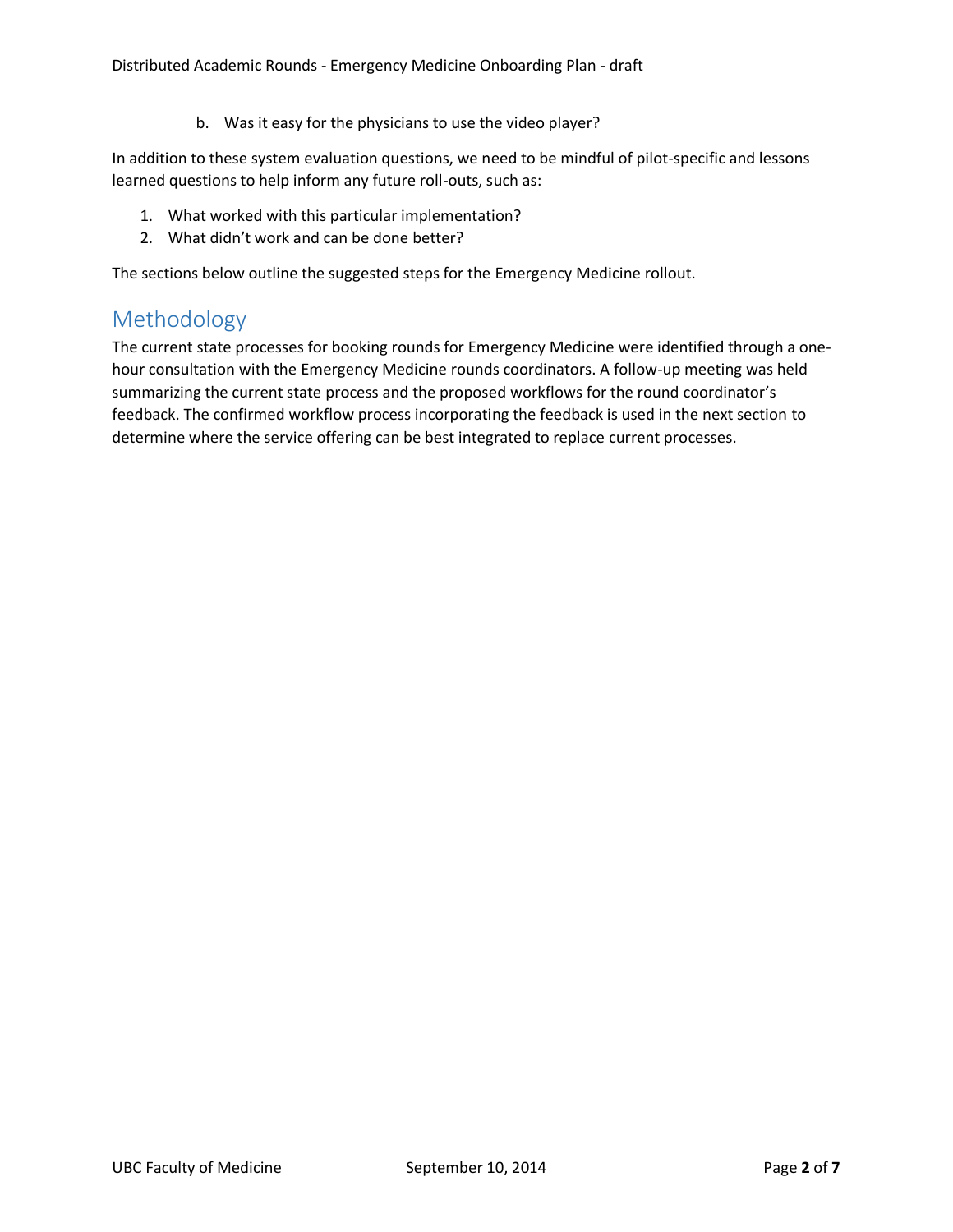b. Was it easy for the physicians to use the video player?

In addition to these system evaluation questions, we need to be mindful of pilot-specific and lessons learned questions to help inform any future roll-outs, such as:

1. What worked with this particular implementation?
2. What didn't work and can be done better?

The sections below outline the suggested steps for the Emergency Medicine rollout.

## Methodology

The current state processes for booking rounds for Emergency Medicine were identified through a one-hour consultation with the Emergency Medicine rounds coordinators. A follow-up meeting was held summarizing the current state process and the proposed workflows for the round coordinator's feedback. The confirmed workflow process incorporating the feedback is used in the next section to determine where the service offering can be best integrated to replace current processes.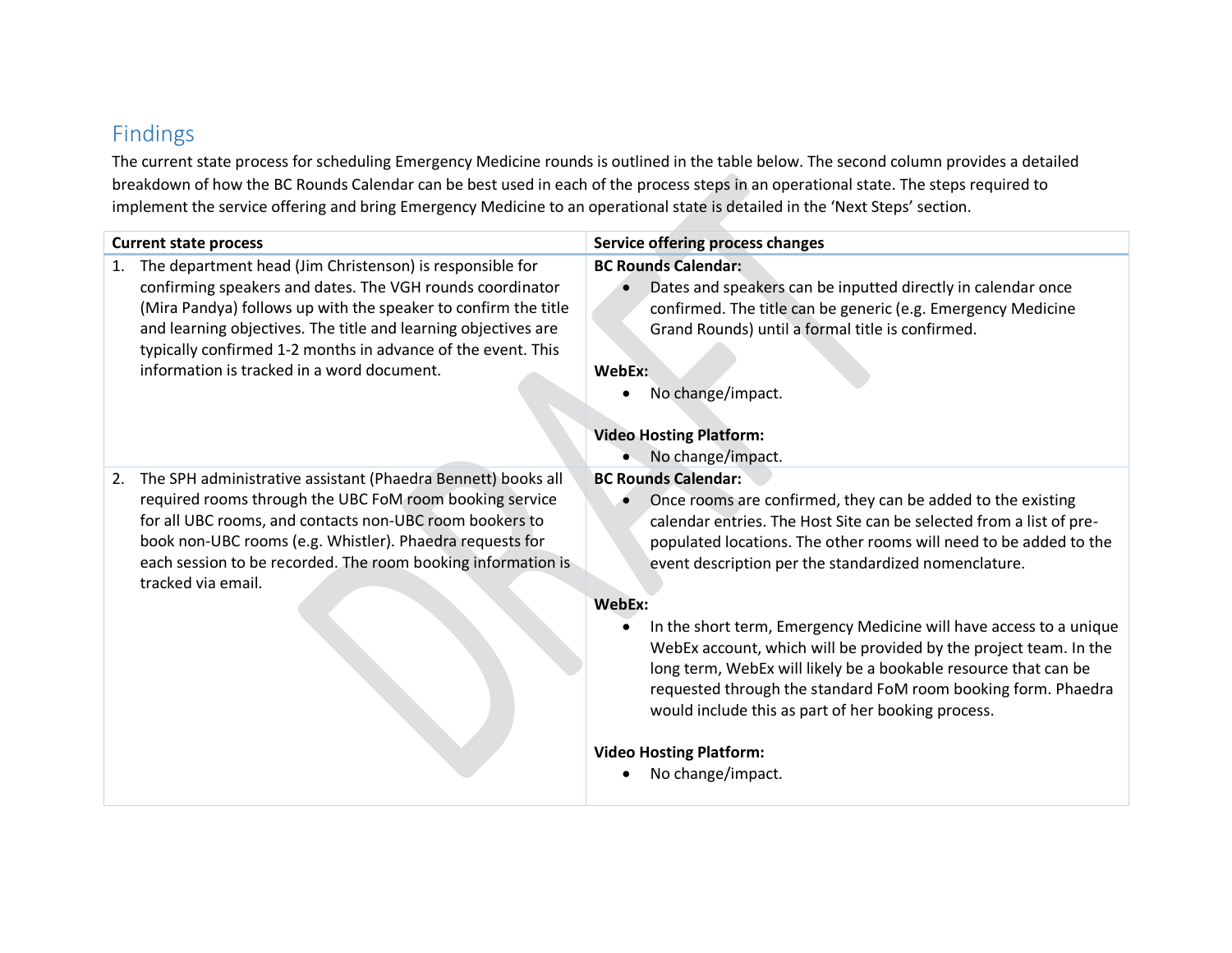## Findings

The current state process for scheduling Emergency Medicine rounds is outlined in the table below. The second column provides a detailed breakdown of how the BC Rounds Calendar can be best used in each of the process steps in an operational state. The steps required to implement the service offering and bring Emergency Medicine to an operational state is detailed in the 'Next Steps' section.

| Current state process | Service offering process changes |
|---|---|
| 1. The department head (Jim Christenson) is responsible for confirming speakers and dates. The VGH rounds coordinator (Mira Pandya) follows up with the speaker to confirm the title and learning objectives. The title and learning objectives are typically confirmed 1-2 months in advance of the event. This information is tracked in a word document. | **BC Rounds Calendar:**<br>• Dates and speakers can be inputted directly in calendar once confirmed. The title can be generic (e.g. Emergency Medicine Grand Rounds) until a formal title is confirmed.<br><br>**WebEx:**<br>• No change/impact.<br><br>**Video Hosting Platform:**<br>• No change/impact. |
| 2. The SPH administrative assistant (Phaedra Bennett) books all required rooms through the UBC FoM room booking service for all UBC rooms, and contacts non-UBC room bookers to book non-UBC rooms (e.g. Whistler). Phaedra requests for each session to be recorded. The room booking information is tracked via email. | **BC Rounds Calendar:**<br>• Once rooms are confirmed, they can be added to the existing calendar entries. The Host Site can be selected from a list of pre-populated locations. The other rooms will need to be added to the event description per the standardized nomenclature.<br><br>**WebEx:**<br>• In the short term, Emergency Medicine will have access to a unique WebEx account, which will be provided by the project team. In the long term, WebEx will likely be a bookable resource that can be requested through the standard FoM room booking form. Phaedra would include this as part of her booking process.<br><br>**Video Hosting Platform:**<br>• No change/impact. |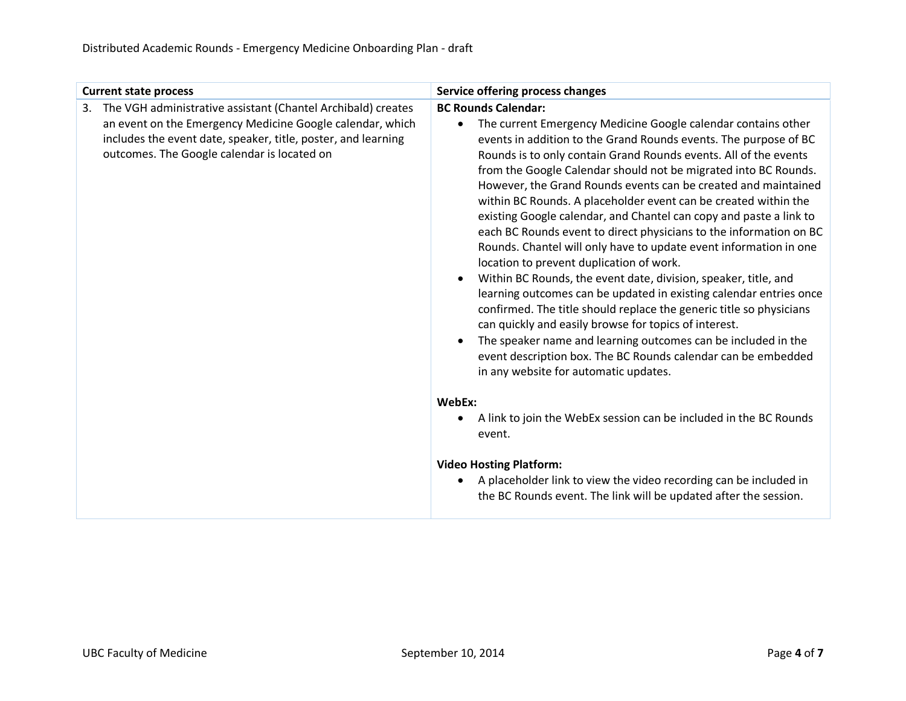| Current state process | Service offering process changes |
|---|---|
| 3. The VGH administrative assistant (Chantel Archibald) creates an event on the Emergency Medicine Google calendar, which includes the event date, speaker, title, poster, and learning outcomes. The Google calendar is located on | **BC Rounds Calendar:**<br>• The current Emergency Medicine Google calendar contains other events in addition to the Grand Rounds events. The purpose of BC Rounds is to only contain Grand Rounds events. All of the events from the Google Calendar should not be migrated into BC Rounds. However, the Grand Rounds events can be created and maintained within BC Rounds. A placeholder event can be created within the existing Google calendar, and Chantel can copy and paste a link to each BC Rounds event to direct physicians to the information on BC Rounds. Chantel will only have to update event information in one location to prevent duplication of work.<br>• Within BC Rounds, the event date, division, speaker, title, and learning outcomes can be updated in existing calendar entries once confirmed. The title should replace the generic title so physicians can quickly and easily browse for topics of interest.<br>• The speaker name and learning outcomes can be included in the event description box. The BC Rounds calendar can be embedded in any website for automatic updates.<br><br>**WebEx:**<br>• A link to join the WebEx session can be included in the BC Rounds event.<br><br>**Video Hosting Platform:**<br>• A placeholder link to view the video recording can be included in the BC Rounds event. The link will be updated after the session. |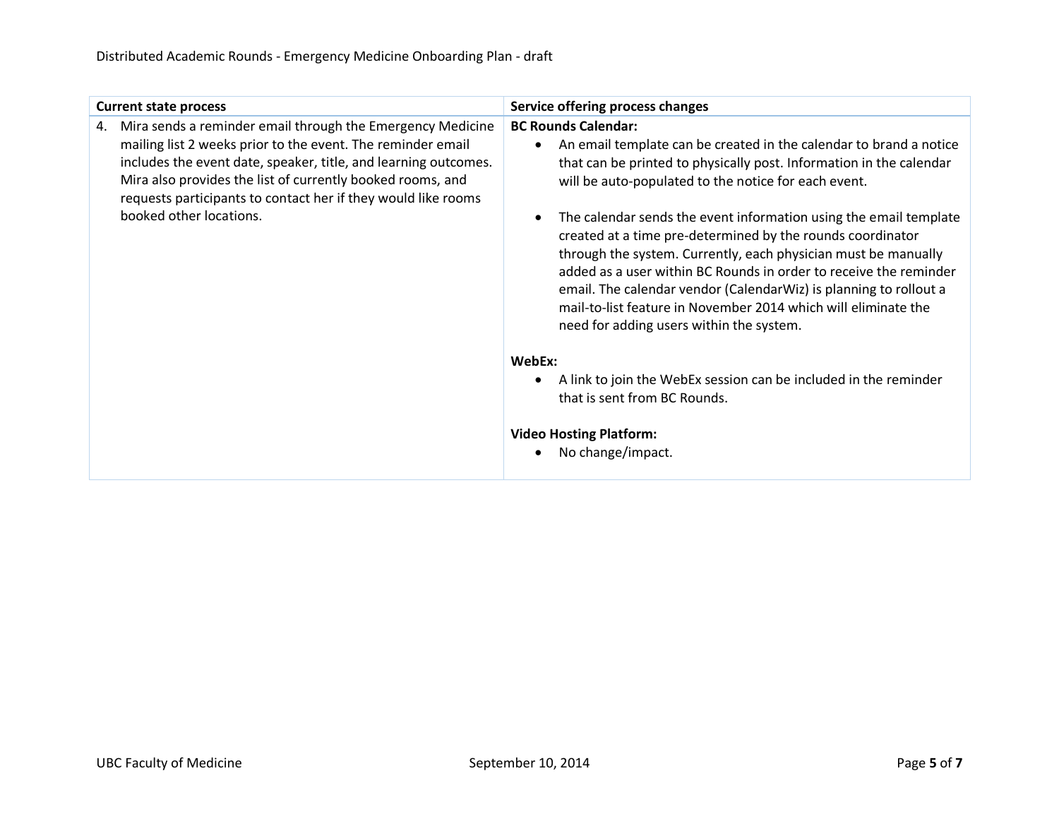| Current state process | Service offering process changes |
|---|---|
| 4. Mira sends a reminder email through the Emergency Medicine mailing list 2 weeks prior to the event. The reminder email includes the event date, speaker, title, and learning outcomes. Mira also provides the list of currently booked rooms, and requests participants to contact her if they would like rooms booked other locations. | **BC Rounds Calendar:**<br>• An email template can be created in the calendar to brand a notice that can be printed to physically post. Information in the calendar will be auto-populated to the notice for each event.<br>• The calendar sends the event information using the email template created at a time pre-determined by the rounds coordinator through the system. Currently, each physician must be manually added as a user within BC Rounds in order to receive the reminder email. The calendar vendor (CalendarWiz) is planning to rollout a mail-to-list feature in November 2014 which will eliminate the need for adding users within the system.<br><br>**WebEx:**<br>• A link to join the WebEx session can be included in the reminder that is sent from BC Rounds.<br><br>**Video Hosting Platform:**<br>• No change/impact. |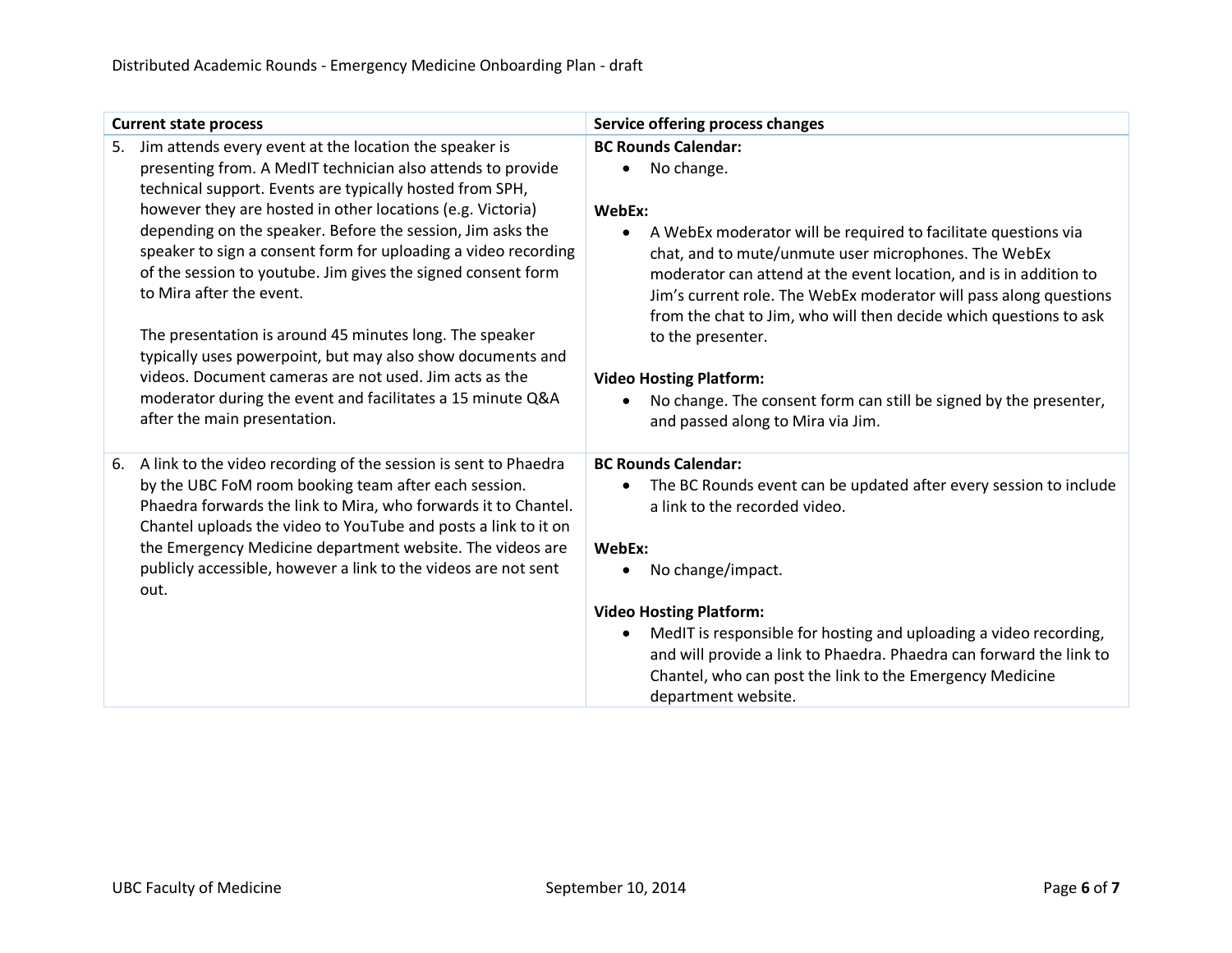| Current state process | Service offering process changes |
|---|---|
| 5. Jim attends every event at the location the speaker is presenting from. A MedIT technician also attends to provide technical support. Events are typically hosted from SPH, however they are hosted in other locations (e.g. Victoria) depending on the speaker. Before the session, Jim asks the speaker to sign a consent form for uploading a video recording of the session to youtube. Jim gives the signed consent form to Mira after the event.<br><br>The presentation is around 45 minutes long. The speaker typically uses powerpoint, but may also show documents and videos. Document cameras are not used. Jim acts as the moderator during the event and facilitates a 15 minute Q&A after the main presentation. | **BC Rounds Calendar:**<br>• No change.<br><br>**WebEx:**<br>• A WebEx moderator will be required to facilitate questions via chat, and to mute/unmute user microphones. The WebEx moderator can attend at the event location, and is in addition to Jim's current role. The WebEx moderator will pass along questions from the chat to Jim, who will then decide which questions to ask to the presenter.<br><br>**Video Hosting Platform:**<br>• No change. The consent form can still be signed by the presenter, and passed along to Mira via Jim. |
| 6. A link to the video recording of the session is sent to Phaedra by the UBC FoM room booking team after each session. Phaedra forwards the link to Mira, who forwards it to Chantel. Chantel uploads the video to YouTube and posts a link to it on the Emergency Medicine department website. The videos are publicly accessible, however a link to the videos are not sent out. | **BC Rounds Calendar:**<br>• The BC Rounds event can be updated after every session to include a link to the recorded video.<br><br>**WebEx:**<br>• No change/impact.<br><br>**Video Hosting Platform:**<br>• MedIT is responsible for hosting and uploading a video recording, and will provide a link to Phaedra. Phaedra can forward the link to Chantel, who can post the link to the Emergency Medicine department website. |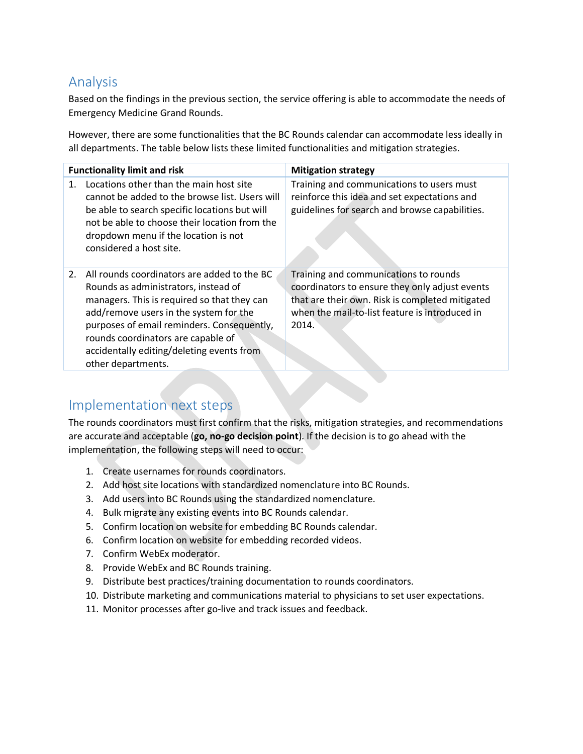## Analysis

Based on the findings in the previous section, the service offering is able to accommodate the needs of Emergency Medicine Grand Rounds.

However, there are some functionalities that the BC Rounds calendar can accommodate less ideally in all departments. The table below lists these limited functionalities and mitigation strategies.

| Functionality limit and risk | Mitigation strategy |
| --- | --- |
| 1. Locations other than the main host site cannot be added to the browse list. Users will be able to search specific locations but will not be able to choose their location from the dropdown menu if the location is not considered a host site. | Training and communications to users must reinforce this idea and set expectations and guidelines for search and browse capabilities. |
| 2. All rounds coordinators are added to the BC Rounds as administrators, instead of managers. This is required so that they can add/remove users in the system for the purposes of email reminders. Consequently, rounds coordinators are capable of accidentally editing/deleting events from other departments. | Training and communications to rounds coordinators to ensure they only adjust events that are their own. Risk is completed mitigated when the mail-to-list feature is introduced in 2014. |

## Implementation next steps

The rounds coordinators must first confirm that the risks, mitigation strategies, and recommendations are accurate and acceptable (**go, no-go decision point**). If the decision is to go ahead with the implementation, the following steps will need to occur:

1. Create usernames for rounds coordinators.
2. Add host site locations with standardized nomenclature into BC Rounds.
3. Add users into BC Rounds using the standardized nomenclature.
4. Bulk migrate any existing events into BC Rounds calendar.
5. Confirm location on website for embedding BC Rounds calendar.
6. Confirm location on website for embedding recorded videos.
7. Confirm WebEx moderator.
8. Provide WebEx and BC Rounds training.
9. Distribute best practices/training documentation to rounds coordinators.
10. Distribute marketing and communications material to physicians to set user expectations.
11. Monitor processes after go-live and track issues and feedback.